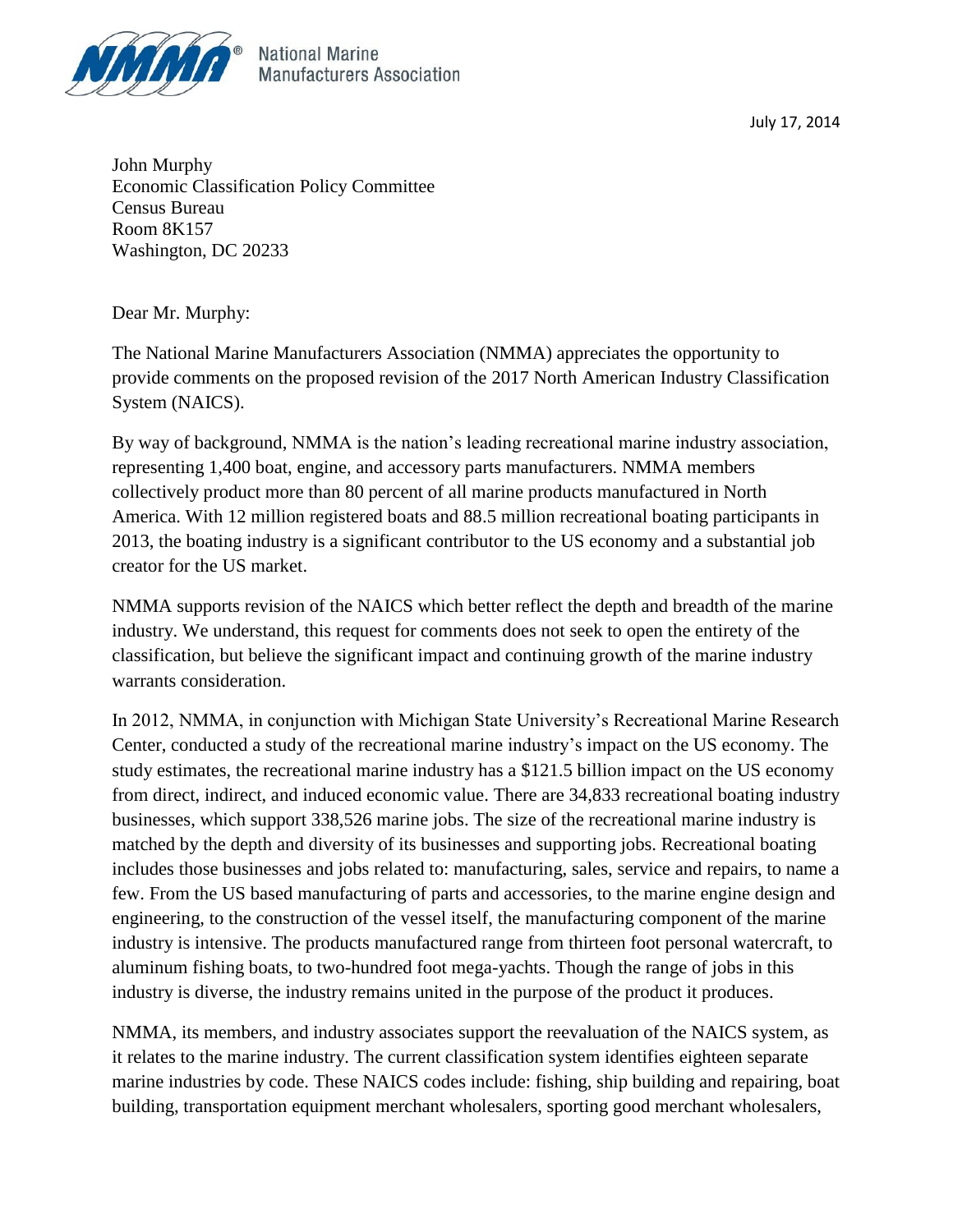National Marine Manufacturers Association

July 17, 2014

John Murphy
Economic Classification Policy Committee
Census Bureau
Room 8K157
Washington, DC 20233

Dear Mr. Murphy:

The National Marine Manufacturers Association (NMMA) appreciates the opportunity to provide comments on the proposed revision of the 2017 North American Industry Classification System (NAICS).

By way of background, NMMA is the nation's leading recreational marine industry association, representing 1,400 boat, engine, and accessory parts manufacturers. NMMA members collectively product more than 80 percent of all marine products manufactured in North America. With 12 million registered boats and 88.5 million recreational boating participants in 2013, the boating industry is a significant contributor to the US economy and a substantial job creator for the US market.

NMMA supports revision of the NAICS which better reflect the depth and breadth of the marine industry. We understand, this request for comments does not seek to open the entirety of the classification, but believe the significant impact and continuing growth of the marine industry warrants consideration.

In 2012, NMMA, in conjunction with Michigan State University's Recreational Marine Research Center, conducted a study of the recreational marine industry's impact on the US economy. The study estimates, the recreational marine industry has a $121.5 billion impact on the US economy from direct, indirect, and induced economic value. There are 34,833 recreational boating industry businesses, which support 338,526 marine jobs. The size of the recreational marine industry is matched by the depth and diversity of its businesses and supporting jobs. Recreational boating includes those businesses and jobs related to: manufacturing, sales, service and repairs, to name a few. From the US based manufacturing of parts and accessories, to the marine engine design and engineering, to the construction of the vessel itself, the manufacturing component of the marine industry is intensive. The products manufactured range from thirteen foot personal watercraft, to aluminum fishing boats, to two-hundred foot mega-yachts. Though the range of jobs in this industry is diverse, the industry remains united in the purpose of the product it produces.

NMMA, its members, and industry associates support the reevaluation of the NAICS system, as it relates to the marine industry. The current classification system identifies eighteen separate marine industries by code. These NAICS codes include: fishing, ship building and repairing, boat building, transportation equipment merchant wholesalers, sporting good merchant wholesalers,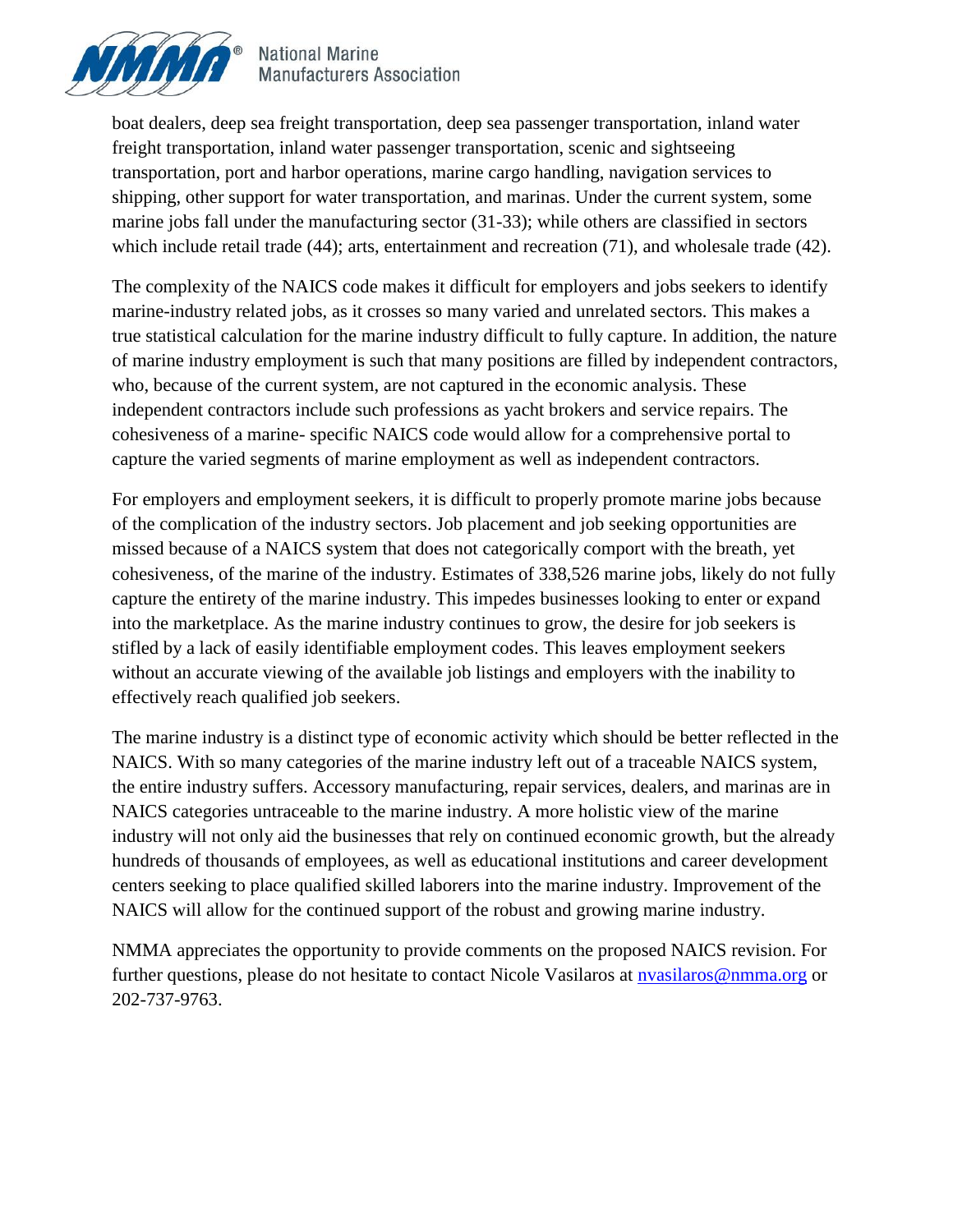boat dealers, deep sea freight transportation, deep sea passenger transportation, inland water freight transportation, inland water passenger transportation, scenic and sightseeing transportation, port and harbor operations, marine cargo handling, navigation services to shipping, other support for water transportation, and marinas. Under the current system, some marine jobs fall under the manufacturing sector (31-33); while others are classified in sectors which include retail trade (44); arts, entertainment and recreation (71), and wholesale trade (42).

The complexity of the NAICS code makes it difficult for employers and jobs seekers to identify marine-industry related jobs, as it crosses so many varied and unrelated sectors. This makes a true statistical calculation for the marine industry difficult to fully capture. In addition, the nature of marine industry employment is such that many positions are filled by independent contractors, who, because of the current system, are not captured in the economic analysis. These independent contractors include such professions as yacht brokers and service repairs. The cohesiveness of a marine- specific NAICS code would allow for a comprehensive portal to capture the varied segments of marine employment as well as independent contractors.

For employers and employment seekers, it is difficult to properly promote marine jobs because of the complication of the industry sectors. Job placement and job seeking opportunities are missed because of a NAICS system that does not categorically comport with the breath, yet cohesiveness, of the marine of the industry. Estimates of 338,526 marine jobs, likely do not fully capture the entirety of the marine industry. This impedes businesses looking to enter or expand into the marketplace. As the marine industry continues to grow, the desire for job seekers is stifled by a lack of easily identifiable employment codes. This leaves employment seekers without an accurate viewing of the available job listings and employers with the inability to effectively reach qualified job seekers.

The marine industry is a distinct type of economic activity which should be better reflected in the NAICS. With so many categories of the marine industry left out of a traceable NAICS system, the entire industry suffers. Accessory manufacturing, repair services, dealers, and marinas are in NAICS categories untraceable to the marine industry. A more holistic view of the marine industry will not only aid the businesses that rely on continued economic growth, but the already hundreds of thousands of employees, as well as educational institutions and career development centers seeking to place qualified skilled laborers into the marine industry. Improvement of the NAICS will allow for the continued support of the robust and growing marine industry.

NMMA appreciates the opportunity to provide comments on the proposed NAICS revision. For further questions, please do not hesitate to contact Nicole Vasilaros at nvasilaros@nmma.org or 202-737-9763.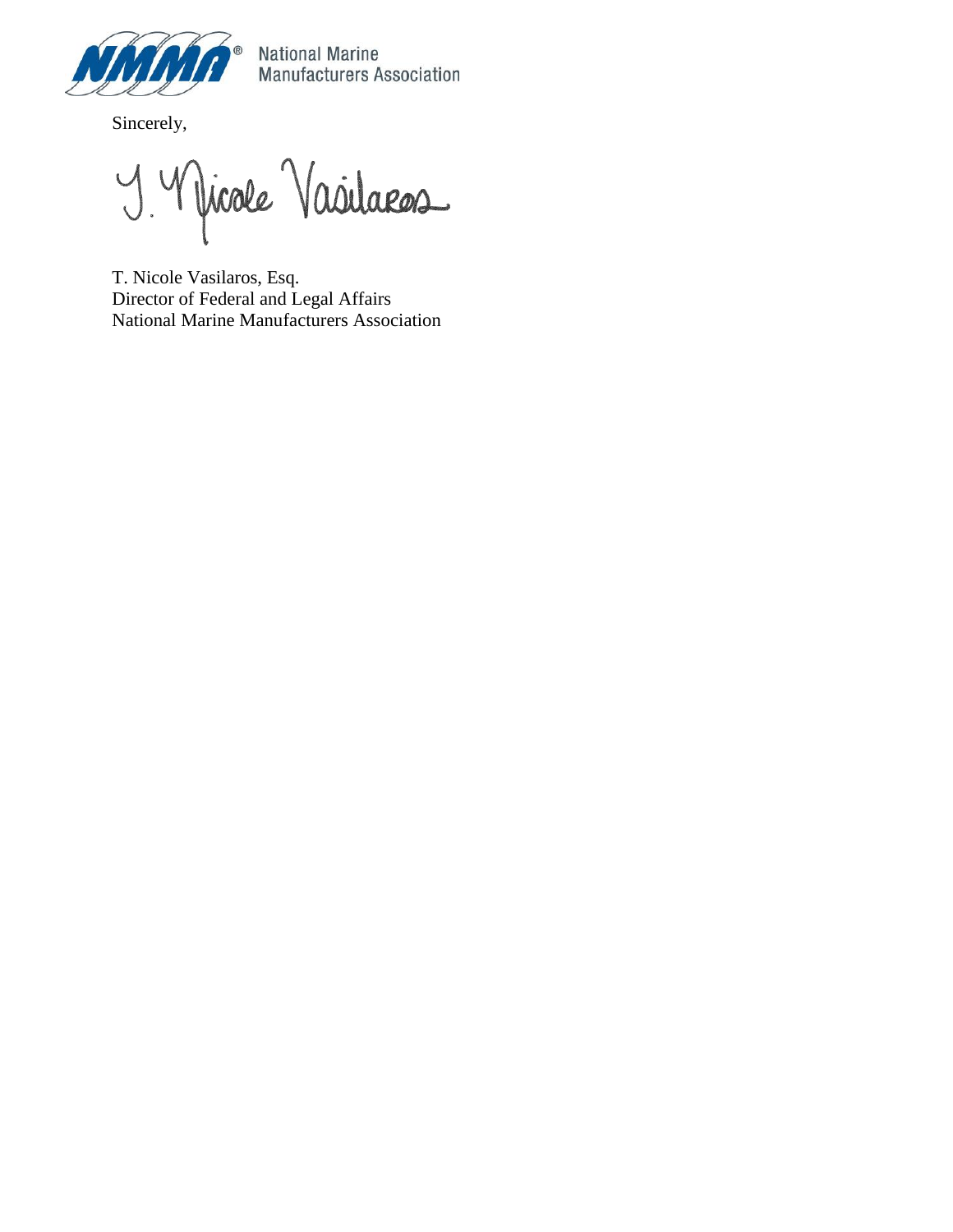Sincerely,

T. Nicole Vasilaros, Esq.
Director of Federal and Legal Affairs
National Marine Manufacturers Association